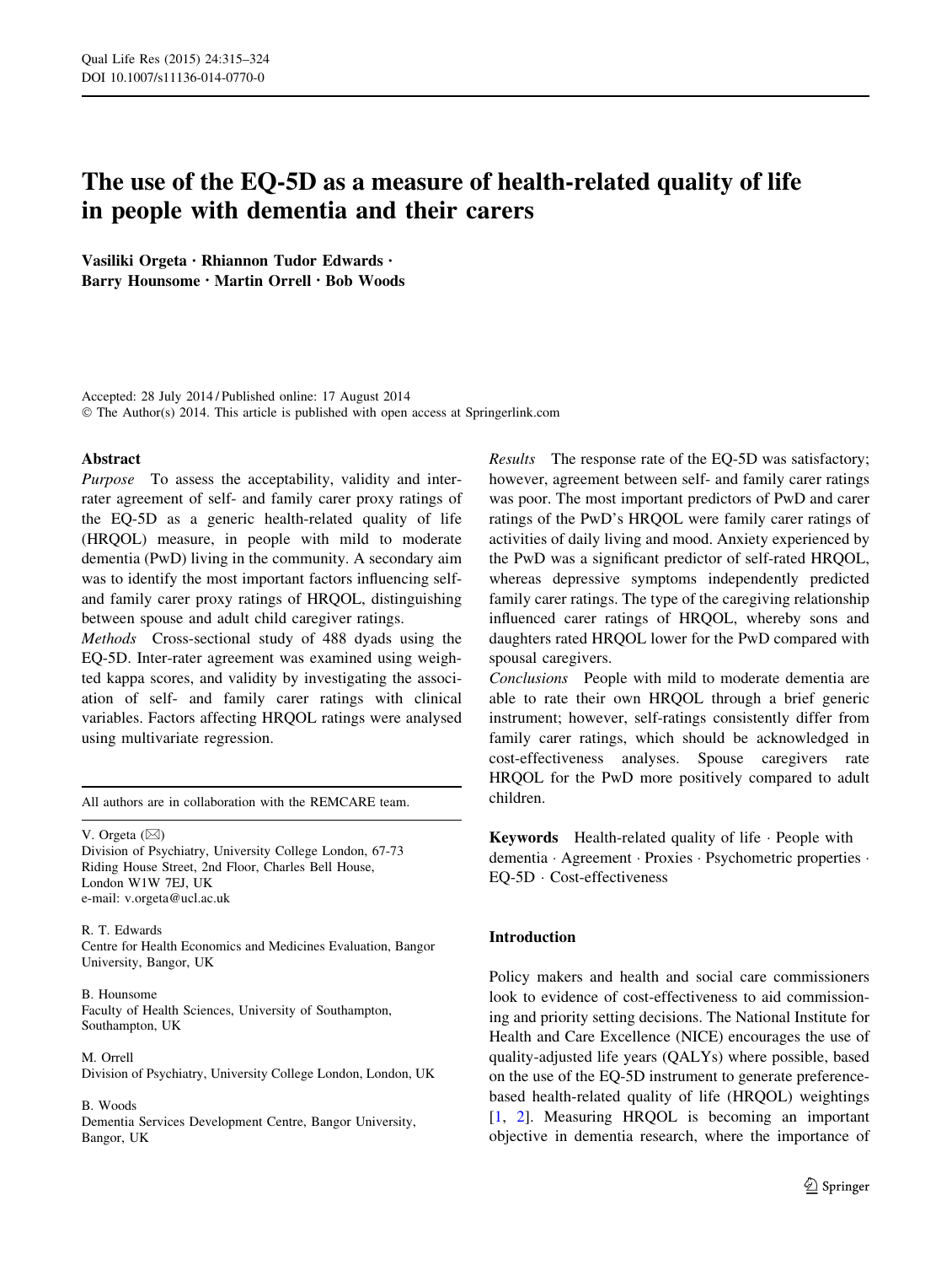# The use of the EQ-5D as a measure of health-related quality of life in people with dementia and their carers

Vasiliki Orgeta · Rhiannon Tudor Edwards · Barry Hounsome · Martin Orrell · Bob Woods

Accepted: 28 July 2014 / Published online: 17 August 2014
© The Author(s) 2014. This article is published with open access at Springerlink.com

## Abstract

*Purpose* To assess the acceptability, validity and inter-rater agreement of self- and family carer proxy ratings of the EQ-5D as a generic health-related quality of life (HRQOL) measure, in people with mild to moderate dementia (PwD) living in the community. A secondary aim was to identify the most important factors influencing self- and family carer proxy ratings of HRQOL, distinguishing between spouse and adult child caregiver ratings.

*Methods* Cross-sectional study of 488 dyads using the EQ-5D. Inter-rater agreement was examined using weighted kappa scores, and validity by investigating the association of self- and family carer ratings with clinical variables. Factors affecting HRQOL ratings were analysed using multivariate regression.

*Results* The response rate of the EQ-5D was satisfactory; however, agreement between self- and family carer ratings was poor. The most important predictors of PwD and carer ratings of the PwD's HRQOL were family carer ratings of activities of daily living and mood. Anxiety experienced by the PwD was a significant predictor of self-rated HRQOL, whereas depressive symptoms independently predicted family carer ratings. The type of the caregiving relationship influenced carer ratings of HRQOL, whereby sons and daughters rated HRQOL lower for the PwD compared with spousal caregivers.

*Conclusions* People with mild to moderate dementia are able to rate their own HRQOL through a brief generic instrument; however, self-ratings consistently differ from family carer ratings, which should be acknowledged in cost-effectiveness analyses. Spouse caregivers rate HRQOL for the PwD more positively compared to adult children.

**Keywords** Health-related quality of life · People with dementia · Agreement · Proxies · Psychometric properties · EQ-5D · Cost-effectiveness

---

All authors are in collaboration with the REMCARE team.

V. Orgeta (✉)
Division of Psychiatry, University College London, 67-73 Riding House Street, 2nd Floor, Charles Bell House, London W1W 7EJ, UK
e-mail: v.orgeta@ucl.ac.uk

R. T. Edwards
Centre for Health Economics and Medicines Evaluation, Bangor University, Bangor, UK

B. Hounsome
Faculty of Health Sciences, University of Southampton, Southampton, UK

M. Orrell
Division of Psychiatry, University College London, London, UK

B. Woods
Dementia Services Development Centre, Bangor University, Bangor, UK

## Introduction

Policy makers and health and social care commissioners look to evidence of cost-effectiveness to aid commissioning and priority setting decisions. The National Institute for Health and Care Excellence (NICE) encourages the use of quality-adjusted life years (QALYs) where possible, based on the use of the EQ-5D instrument to generate preference-based health-related quality of life (HRQOL) weightings [1, 2]. Measuring HRQOL is becoming an important objective in dementia research, where the importance of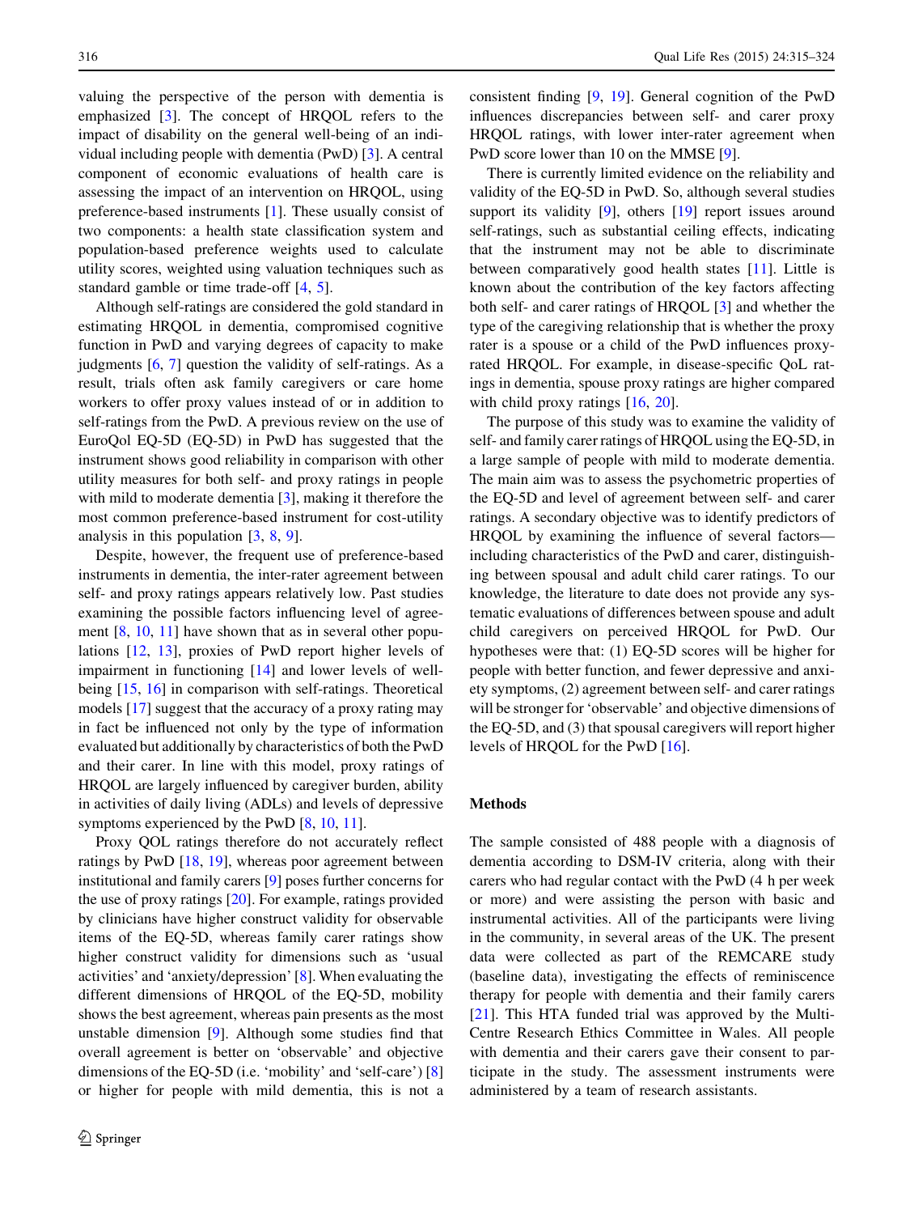valuing the perspective of the person with dementia is emphasized [3]. The concept of HRQOL refers to the impact of disability on the general well-being of an individual including people with dementia (PwD) [3]. A central component of economic evaluations of health care is assessing the impact of an intervention on HRQOL, using preference-based instruments [1]. These usually consist of two components: a health state classification system and population-based preference weights used to calculate utility scores, weighted using valuation techniques such as standard gamble or time trade-off [4, 5].

Although self-ratings are considered the gold standard in estimating HRQOL in dementia, compromised cognitive function in PwD and varying degrees of capacity to make judgments [6, 7] question the validity of self-ratings. As a result, trials often ask family caregivers or care home workers to offer proxy values instead of or in addition to self-ratings from the PwD. A previous review on the use of EuroQol EQ-5D (EQ-5D) in PwD has suggested that the instrument shows good reliability in comparison with other utility measures for both self- and proxy ratings in people with mild to moderate dementia [3], making it therefore the most common preference-based instrument for cost-utility analysis in this population [3, 8, 9].

Despite, however, the frequent use of preference-based instruments in dementia, the inter-rater agreement between self- and proxy ratings appears relatively low. Past studies examining the possible factors influencing level of agreement [8, 10, 11] have shown that as in several other populations [12, 13], proxies of PwD report higher levels of impairment in functioning [14] and lower levels of well-being [15, 16] in comparison with self-ratings. Theoretical models [17] suggest that the accuracy of a proxy rating may in fact be influenced not only by the type of information evaluated but additionally by characteristics of both the PwD and their carer. In line with this model, proxy ratings of HRQOL are largely influenced by caregiver burden, ability in activities of daily living (ADLs) and levels of depressive symptoms experienced by the PwD [8, 10, 11].

Proxy QOL ratings therefore do not accurately reflect ratings by PwD [18, 19], whereas poor agreement between institutional and family carers [9] poses further concerns for the use of proxy ratings [20]. For example, ratings provided by clinicians have higher construct validity for observable items of the EQ-5D, whereas family carer ratings show higher construct validity for dimensions such as 'usual activities' and 'anxiety/depression' [8]. When evaluating the different dimensions of HRQOL of the EQ-5D, mobility shows the best agreement, whereas pain presents as the most unstable dimension [9]. Although some studies find that overall agreement is better on 'observable' and objective dimensions of the EQ-5D (i.e. 'mobility' and 'self-care') [8] or higher for people with mild dementia, this is not a consistent finding [9, 19]. General cognition of the PwD influences discrepancies between self- and carer proxy HRQOL ratings, with lower inter-rater agreement when PwD score lower than 10 on the MMSE [9].

There is currently limited evidence on the reliability and validity of the EQ-5D in PwD. So, although several studies support its validity [9], others [19] report issues around self-ratings, such as substantial ceiling effects, indicating that the instrument may not be able to discriminate between comparatively good health states [11]. Little is known about the contribution of the key factors affecting both self- and carer ratings of HRQOL [3] and whether the type of the caregiving relationship that is whether the proxy rater is a spouse or a child of the PwD influences proxy-rated HRQOL. For example, in disease-specific QoL ratings in dementia, spouse proxy ratings are higher compared with child proxy ratings [16, 20].

The purpose of this study was to examine the validity of self- and family carer ratings of HRQOL using the EQ-5D, in a large sample of people with mild to moderate dementia. The main aim was to assess the psychometric properties of the EQ-5D and level of agreement between self- and carer ratings. A secondary objective was to identify predictors of HRQOL by examining the influence of several factors—including characteristics of the PwD and carer, distinguishing between spousal and adult child carer ratings. To our knowledge, the literature to date does not provide any systematic evaluations of differences between spouse and adult child caregivers on perceived HRQOL for PwD. Our hypotheses were that: (1) EQ-5D scores will be higher for people with better function, and fewer depressive and anxiety symptoms, (2) agreement between self- and carer ratings will be stronger for 'observable' and objective dimensions of the EQ-5D, and (3) that spousal caregivers will report higher levels of HRQOL for the PwD [16].

## Methods

The sample consisted of 488 people with a diagnosis of dementia according to DSM-IV criteria, along with their carers who had regular contact with the PwD (4 h per week or more) and were assisting the person with basic and instrumental activities. All of the participants were living in the community, in several areas of the UK. The present data were collected as part of the REMCARE study (baseline data), investigating the effects of reminiscence therapy for people with dementia and their family carers [21]. This HTA funded trial was approved by the Multi-Centre Research Ethics Committee in Wales. All people with dementia and their carers gave their consent to participate in the study. The assessment instruments were administered by a team of research assistants.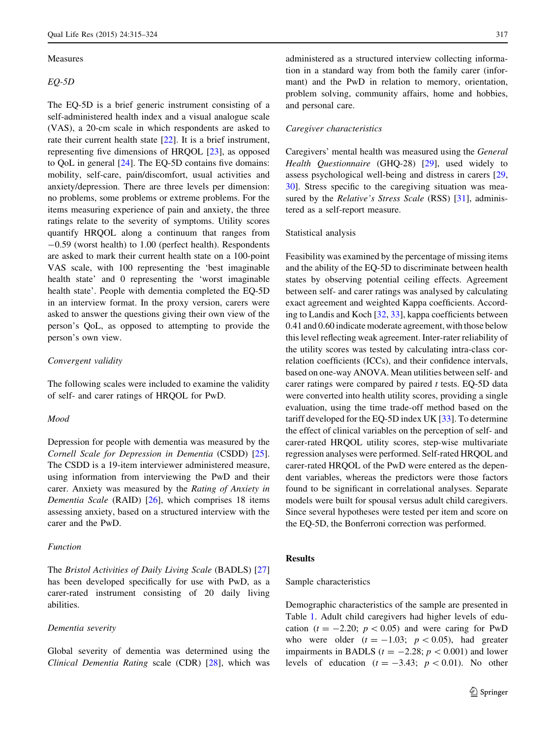### Measures

#### *EQ-5D*

The EQ-5D is a brief generic instrument consisting of a self-administered health index and a visual analogue scale (VAS), a 20-cm scale in which respondents are asked to rate their current health state [22]. It is a brief instrument, representing five dimensions of HRQOL [23], as opposed to QoL in general [24]. The EQ-5D contains five domains: mobility, self-care, pain/discomfort, usual activities and anxiety/depression. There are three levels per dimension: no problems, some problems or extreme problems. For the items measuring experience of pain and anxiety, the three ratings relate to the severity of symptoms. Utility scores quantify HRQOL along a continuum that ranges from −0.59 (worst health) to 1.00 (perfect health). Respondents are asked to mark their current health state on a 100-point VAS scale, with 100 representing the 'best imaginable health state' and 0 representing the 'worst imaginable health state'. People with dementia completed the EQ-5D in an interview format. In the proxy version, carers were asked to answer the questions giving their own view of the person's QoL, as opposed to attempting to provide the person's own view.

#### *Convergent validity*

The following scales were included to examine the validity of self- and carer ratings of HRQOL for PwD.

#### *Mood*

Depression for people with dementia was measured by the *Cornell Scale for Depression in Dementia* (CSDD) [25]. The CSDD is a 19-item interviewer administered measure, using information from interviewing the PwD and their carer. Anxiety was measured by the *Rating of Anxiety in Dementia Scale* (RAID) [26], which comprises 18 items assessing anxiety, based on a structured interview with the carer and the PwD.

#### *Function*

The *Bristol Activities of Daily Living Scale* (BADLS) [27] has been developed specifically for use with PwD, as a carer-rated instrument consisting of 20 daily living abilities.

#### *Dementia severity*

Global severity of dementia was determined using the *Clinical Dementia Rating* scale (CDR) [28], which was administered as a structured interview collecting information in a standard way from both the family carer (informant) and the PwD in relation to memory, orientation, problem solving, community affairs, home and hobbies, and personal care.

#### *Caregiver characteristics*

Caregivers' mental health was measured using the *General Health Questionnaire* (GHQ-28) [29], used widely to assess psychological well-being and distress in carers [29, 30]. Stress specific to the caregiving situation was measured by the *Relative's Stress Scale* (RSS) [31], administered as a self-report measure.

### Statistical analysis

Feasibility was examined by the percentage of missing items and the ability of the EQ-5D to discriminate between health states by observing potential ceiling effects. Agreement between self- and carer ratings was analysed by calculating exact agreement and weighted Kappa coefficients. According to Landis and Koch [32, 33], kappa coefficients between 0.41 and 0.60 indicate moderate agreement, with those below this level reflecting weak agreement. Inter-rater reliability of the utility scores was tested by calculating intra-class correlation coefficients (ICCs), and their confidence intervals, based on one-way ANOVA. Mean utilities between self- and carer ratings were compared by paired *t* tests. EQ-5D data were converted into health utility scores, providing a single evaluation, using the time trade-off method based on the tariff developed for the EQ-5D index UK [33]. To determine the effect of clinical variables on the perception of self- and carer-rated HRQOL utility scores, step-wise multivariate regression analyses were performed. Self-rated HRQOL and carer-rated HRQOL of the PwD were entered as the dependent variables, whereas the predictors were those factors found to be significant in correlational analyses. Separate models were built for spousal versus adult child caregivers. Since several hypotheses were tested per item and score on the EQ-5D, the Bonferroni correction was performed.

## Results

### Sample characteristics

Demographic characteristics of the sample are presented in Table 1. Adult child caregivers had higher levels of education ($t = -2.20$; $p < 0.05$) and were caring for PwD who were older ($t = -1.03$; $p < 0.05$), had greater impairments in BADLS ($t = -2.28$; $p < 0.001$) and lower levels of education ($t = -3.43$; $p < 0.01$). No other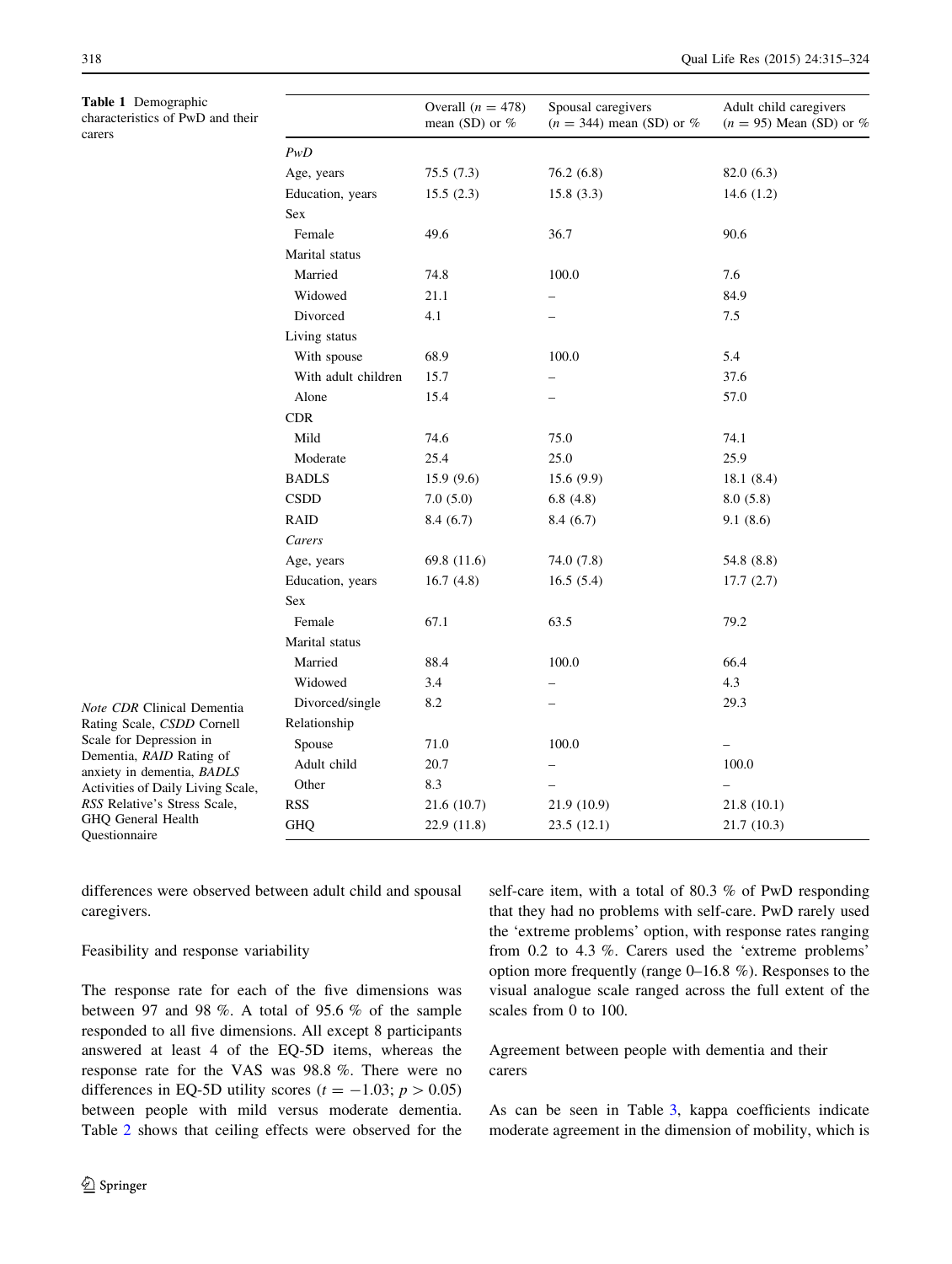**Table 1** Demographic characteristics of PwD and their carers

| | Overall ($n = 478$) mean (SD) or % | Spousal caregivers ($n = 344$) mean (SD) or % | Adult child caregivers ($n = 95$) Mean (SD) or % |
|---|---|---|---|
| *PwD* | | | |
| Age, years | 75.5 (7.3) | 76.2 (6.8) | 82.0 (6.3) |
| Education, years | 15.5 (2.3) | 15.8 (3.3) | 14.6 (1.2) |
| Sex | | | |
| Female | 49.6 | 36.7 | 90.6 |
| Marital status | | | |
| Married | 74.8 | 100.0 | 7.6 |
| Widowed | 21.1 | – | 84.9 |
| Divorced | 4.1 | – | 7.5 |
| Living status | | | |
| With spouse | 68.9 | 100.0 | 5.4 |
| With adult children | 15.7 | – | 37.6 |
| Alone | 15.4 | – | 57.0 |
| CDR | | | |
| Mild | 74.6 | 75.0 | 74.1 |
| Moderate | 25.4 | 25.0 | 25.9 |
| BADLS | 15.9 (9.6) | 15.6 (9.9) | 18.1 (8.4) |
| CSDD | 7.0 (5.0) | 6.8 (4.8) | 8.0 (5.8) |
| RAID | 8.4 (6.7) | 8.4 (6.7) | 9.1 (8.6) |
| *Carers* | | | |
| Age, years | 69.8 (11.6) | 74.0 (7.8) | 54.8 (8.8) |
| Education, years | 16.7 (4.8) | 16.5 (5.4) | 17.7 (2.7) |
| Sex | | | |
| Female | 67.1 | 63.5 | 79.2 |
| Marital status | | | |
| Married | 88.4 | 100.0 | 66.4 |
| Widowed | 3.4 | – | 4.3 |
| Divorced/single | 8.2 | – | 29.3 |
| Relationship | | | |
| Spouse | 71.0 | 100.0 | – |
| Adult child | 20.7 | – | 100.0 |
| Other | 8.3 | – | – |
| RSS | 21.6 (10.7) | 21.9 (10.9) | 21.8 (10.1) |
| GHQ | 22.9 (11.8) | 23.5 (12.1) | 21.7 (10.3) |

*Note CDR* Clinical Dementia Rating Scale, *CSDD* Cornell Scale for Depression in Dementia, *RAID* Rating of anxiety in dementia, *BADLS* Activities of Daily Living Scale, *RSS* Relative's Stress Scale, GHQ General Health Questionnaire

differences were observed between adult child and spousal caregivers.

### Feasibility and response variability

The response rate for each of the five dimensions was between 97 and 98 %. A total of 95.6 % of the sample responded to all five dimensions. All except 8 participants answered at least 4 of the EQ-5D items, whereas the response rate for the VAS was 98.8 %. There were no differences in EQ-5D utility scores ($t = -1.03$; $p > 0.05$) between people with mild versus moderate dementia. Table 2 shows that ceiling effects were observed for the self-care item, with a total of 80.3 % of PwD responding that they had no problems with self-care. PwD rarely used the 'extreme problems' option, with response rates ranging from 0.2 to 4.3 %. Carers used the 'extreme problems' option more frequently (range 0–16.8 %). Responses to the visual analogue scale ranged across the full extent of the scales from 0 to 100.

### Agreement between people with dementia and their carers

As can be seen in Table 3, kappa coefficients indicate moderate agreement in the dimension of mobility, which is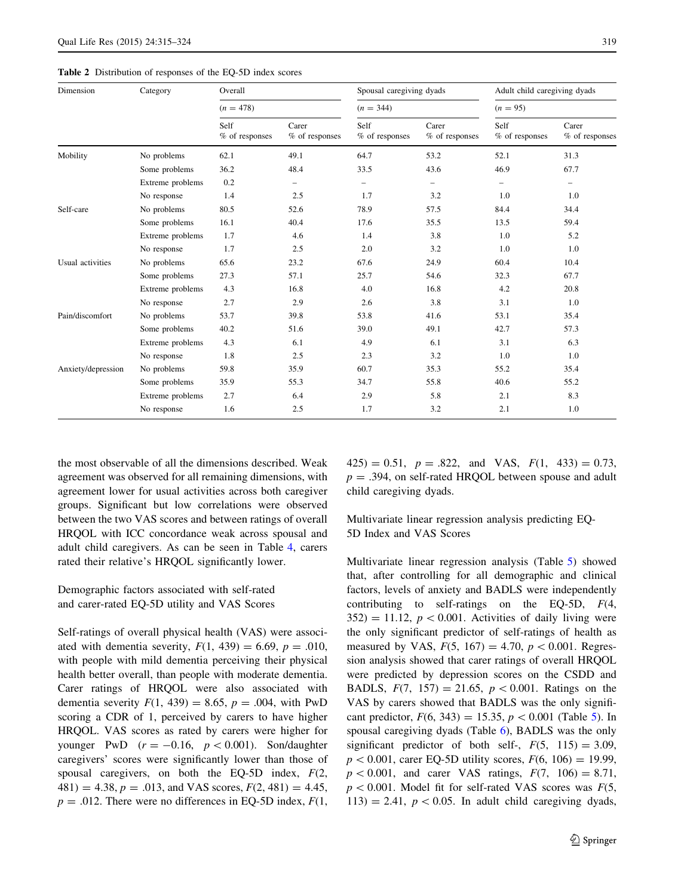**Table 2** Distribution of responses of the EQ-5D index scores

| Dimension | Category | Overall ($n$ = 478) | | Spousal caregiving dyads ($n$ = 344) | | Adult child caregiving dyads ($n$ = 95) | |
|---|---|---|---|---|---|---|---|
| | | Self % of responses | Carer % of responses | Self % of responses | Carer % of responses | Self % of responses | Carer % of responses |
| Mobility | No problems | 62.1 | 49.1 | 64.7 | 53.2 | 52.1 | 31.3 |
| | Some problems | 36.2 | 48.4 | 33.5 | 43.6 | 46.9 | 67.7 |
| | Extreme problems | 0.2 | – | – | – | – | – |
| | No response | 1.4 | 2.5 | 1.7 | 3.2 | 1.0 | 1.0 |
| Self-care | No problems | 80.5 | 52.6 | 78.9 | 57.5 | 84.4 | 34.4 |
| | Some problems | 16.1 | 40.4 | 17.6 | 35.5 | 13.5 | 59.4 |
| | Extreme problems | 1.7 | 4.6 | 1.4 | 3.8 | 1.0 | 5.2 |
| | No response | 1.7 | 2.5 | 2.0 | 3.2 | 1.0 | 1.0 |
| Usual activities | No problems | 65.6 | 23.2 | 67.6 | 24.9 | 60.4 | 10.4 |
| | Some problems | 27.3 | 57.1 | 25.7 | 54.6 | 32.3 | 67.7 |
| | Extreme problems | 4.3 | 16.8 | 4.0 | 16.8 | 4.2 | 20.8 |
| | No response | 2.7 | 2.9 | 2.6 | 3.8 | 3.1 | 1.0 |
| Pain/discomfort | No problems | 53.7 | 39.8 | 53.8 | 41.6 | 53.1 | 35.4 |
| | Some problems | 40.2 | 51.6 | 39.0 | 49.1 | 42.7 | 57.3 |
| | Extreme problems | 4.3 | 6.1 | 4.9 | 6.1 | 3.1 | 6.3 |
| | No response | 1.8 | 2.5 | 2.3 | 3.2 | 1.0 | 1.0 |
| Anxiety/depression | No problems | 59.8 | 35.9 | 60.7 | 35.3 | 55.2 | 35.4 |
| | Some problems | 35.9 | 55.3 | 34.7 | 55.8 | 40.6 | 55.2 |
| | Extreme problems | 2.7 | 6.4 | 2.9 | 5.8 | 2.1 | 8.3 |
| | No response | 1.6 | 2.5 | 1.7 | 3.2 | 2.1 | 1.0 |

the most observable of all the dimensions described. Weak agreement was observed for all remaining dimensions, with agreement lower for usual activities across both caregiver groups. Significant but low correlations were observed between the two VAS scores and between ratings of overall HRQOL with ICC concordance weak across spousal and adult child caregivers. As can be seen in Table 4, carers rated their relative's HRQOL significantly lower.

### Demographic factors associated with self-rated and carer-rated EQ-5D utility and VAS Scores

Self-ratings of overall physical health (VAS) were associated with dementia severity, $F(1, 439) = 6.69$, $p = .010$, with people with mild dementia perceiving their physical health better overall, than people with moderate dementia. Carer ratings of HRQOL were also associated with dementia severity $F(1, 439) = 8.65$, $p = .004$, with PwD scoring a CDR of 1, perceived by carers to have higher HRQOL. VAS scores as rated by carers were higher for younger PwD ($r = -0.16$, $p < 0.001$). Son/daughter caregivers' scores were significantly lower than those of spousal caregivers, on both the EQ-5D index, $F(2, 481) = 4.38$, $p = .013$, and VAS scores, $F(2, 481) = 4.45$, $p = .012$. There were no differences in EQ-5D index, $F(1, 425) = 0.51$, $p = .822$, and VAS, $F(1, 433) = 0.73$, $p = .394$, on self-rated HRQOL between spouse and adult child caregiving dyads.

### Multivariate linear regression analysis predicting EQ-5D Index and VAS Scores

Multivariate linear regression analysis (Table 5) showed that, after controlling for all demographic and clinical factors, levels of anxiety and BADLS were independently contributing to self-ratings on the EQ-5D, $F(4, 352) = 11.12$, $p < 0.001$. Activities of daily living were the only significant predictor of self-ratings of health as measured by VAS, $F(5, 167) = 4.70$, $p < 0.001$. Regression analysis showed that carer ratings of overall HRQOL were predicted by depression scores on the CSDD and BADLS, $F(7, 157) = 21.65$, $p < 0.001$. Ratings on the VAS by carers showed that BADLS was the only significant predictor, $F(6, 343) = 15.35$, $p < 0.001$ (Table 5). In spousal caregiving dyads (Table 6), BADLS was the only significant predictor of both self-, $F(5, 115) = 3.09$, $p < 0.001$, carer EQ-5D utility scores, $F(6, 106) = 19.99$, $p < 0.001$, and carer VAS ratings, $F(7, 106) = 8.71$, $p < 0.001$. Model fit for self-rated VAS scores was $F(5, 113) = 2.41$, $p < 0.05$. In adult child caregiving dyads,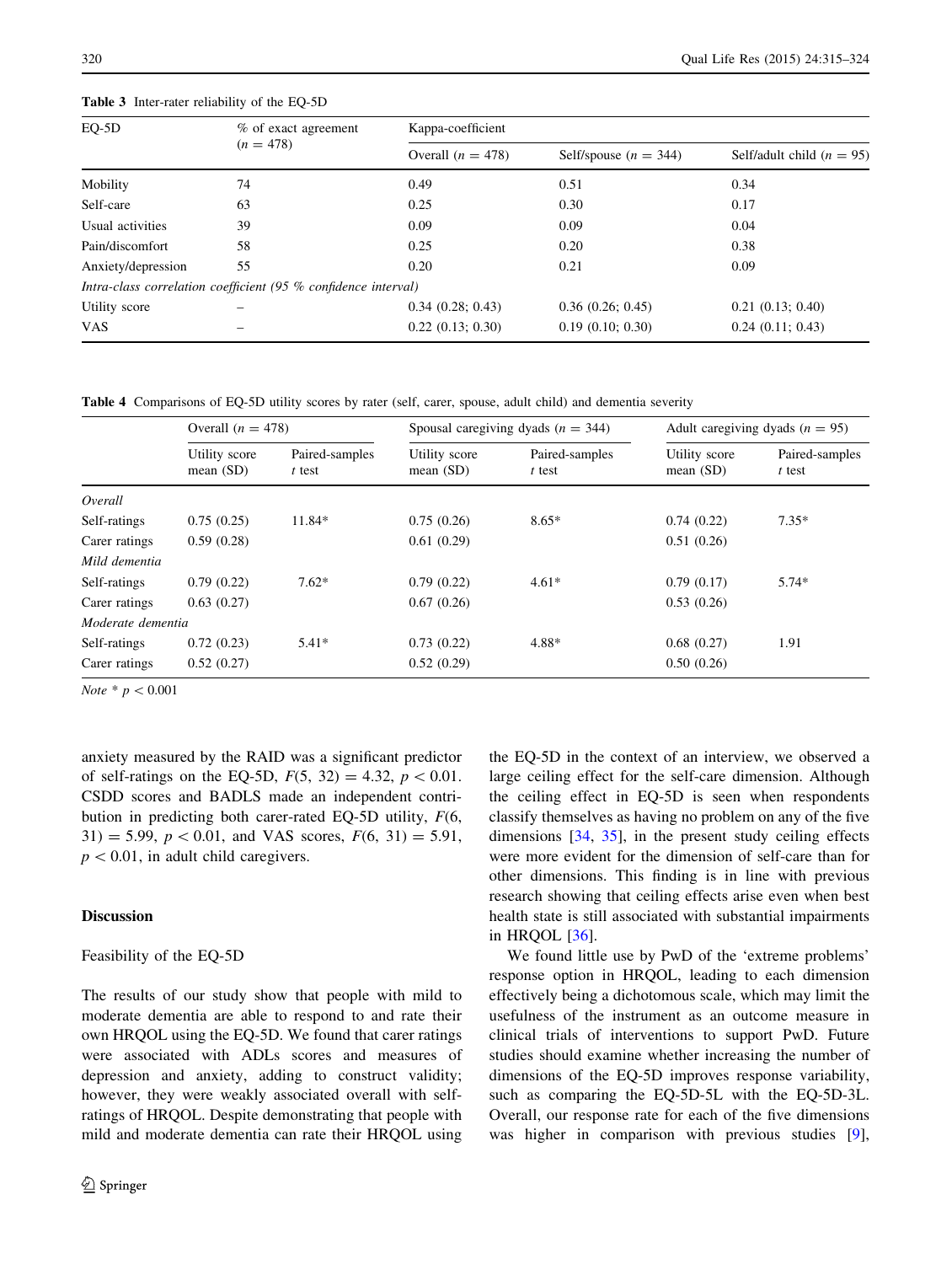**Table 3** Inter-rater reliability of the EQ-5D

| EQ-5D | % of exact agreement ($n = 478$) | Kappa-coefficient | | |
|---|---|---|---|---|
| | | Overall ($n = 478$) | Self/spouse ($n = 344$) | Self/adult child ($n = 95$) |
| Mobility | 74 | 0.49 | 0.51 | 0.34 |
| Self-care | 63 | 0.25 | 0.30 | 0.17 |
| Usual activities | 39 | 0.09 | 0.09 | 0.04 |
| Pain/discomfort | 58 | 0.25 | 0.20 | 0.38 |
| Anxiety/depression | 55 | 0.20 | 0.21 | 0.09 |
| *Intra-class correlation coefficient (95 % confidence interval)* | | | | |
| Utility score | – | 0.34 (0.28; 0.43) | 0.36 (0.26; 0.45) | 0.21 (0.13; 0.40) |
| VAS | – | 0.22 (0.13; 0.30) | 0.19 (0.10; 0.30) | 0.24 (0.11; 0.43) |

**Table 4** Comparisons of EQ-5D utility scores by rater (self, carer, spouse, adult child) and dementia severity

| | Overall ($n = 478$) | | Spousal caregiving dyads ($n = 344$) | | Adult caregiving dyads ($n = 95$) | |
|---|---|---|---|---|---|---|
| | Utility score mean (SD) | Paired-samples *t* test | Utility score mean (SD) | Paired-samples *t* test | Utility score mean (SD) | Paired-samples *t* test |
| *Overall* | | | | | | |
| Self-ratings | 0.75 (0.25) | 11.84* | 0.75 (0.26) | 8.65* | 0.74 (0.22) | 7.35* |
| Carer ratings | 0.59 (0.28) | | 0.61 (0.29) | | 0.51 (0.26) | |
| *Mild dementia* | | | | | | |
| Self-ratings | 0.79 (0.22) | 7.62* | 0.79 (0.22) | 4.61* | 0.79 (0.17) | 5.74* |
| Carer ratings | 0.63 (0.27) | | 0.67 (0.26) | | 0.53 (0.26) | |
| *Moderate dementia* | | | | | | |
| Self-ratings | 0.72 (0.23) | 5.41* | 0.73 (0.22) | 4.88* | 0.68 (0.27) | 1.91 |
| Carer ratings | 0.52 (0.27) | | 0.52 (0.29) | | 0.50 (0.26) | |

*Note* * $p < 0.001$

anxiety measured by the RAID was a significant predictor of self-ratings on the EQ-5D, $F(5, 32) = 4.32$, $p < 0.01$. CSDD scores and BADLS made an independent contribution in predicting both carer-rated EQ-5D utility, $F(6, 31) = 5.99$, $p < 0.01$, and VAS scores, $F(6, 31) = 5.91$, $p < 0.01$, in adult child caregivers.

## Discussion

### Feasibility of the EQ-5D

The results of our study show that people with mild to moderate dementia are able to respond to and rate their own HRQOL using the EQ-5D. We found that carer ratings were associated with ADLs scores and measures of depression and anxiety, adding to construct validity; however, they were weakly associated overall with self-ratings of HRQOL. Despite demonstrating that people with mild and moderate dementia can rate their HRQOL using the EQ-5D in the context of an interview, we observed a large ceiling effect for the self-care dimension. Although the ceiling effect in EQ-5D is seen when respondents classify themselves as having no problem on any of the five dimensions [34, 35], in the present study ceiling effects were more evident for the dimension of self-care than for other dimensions. This finding is in line with previous research showing that ceiling effects arise even when best health state is still associated with substantial impairments in HRQOL [36].

We found little use by PwD of the 'extreme problems' response option in HRQOL, leading to each dimension effectively being a dichotomous scale, which may limit the usefulness of the instrument as an outcome measure in clinical trials of interventions to support PwD. Future studies should examine whether increasing the number of dimensions of the EQ-5D improves response variability, such as comparing the EQ-5D-5L with the EQ-5D-3L. Overall, our response rate for each of the five dimensions was higher in comparison with previous studies [9],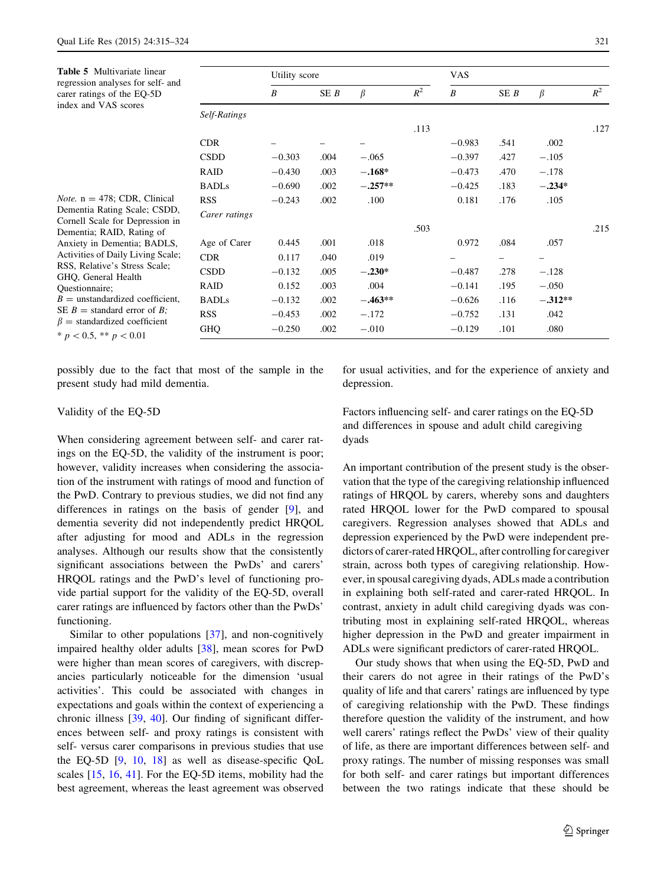**Table 5** Multivariate linear regression analyses for self- and carer ratings of the EQ-5D index and VAS scores

| | Utility score | | | | VAS | | | |
|---|---|---|---|---|---|---|---|---|
| | $B$ | SE $B$ | $\beta$ | $R^2$ | $B$ | SE $B$ | $\beta$ | $R^2$ |
| *Self-Ratings* | | | | | | | | |
| | | | | .113 | | | | .127 |
| CDR | – | – | – | | −0.983 | .541 | .002 | |
| CSDD | −0.303 | .004 | −.065 | | −0.397 | .427 | −.105 | |
| RAID | −0.430 | .003 | **−.168*** | | −0.473 | .470 | −.178 | |
| BADLs | −0.690 | .002 | **−.257**** | | −0.425 | .183 | **−.234*** | |
| RSS | −0.243 | .002 | .100 | | 0.181 | .176 | .105 | |
| *Carer ratings* | | | | | | | | |
| | | | | .503 | | | | .215 |
| Age of Carer | 0.445 | .001 | .018 | | 0.972 | .084 | .057 | |
| CDR | 0.117 | .040 | .019 | | – | – | – | |
| CSDD | −0.132 | .005 | **−.230*** | | −0.487 | .278 | −.128 | |
| RAID | 0.152 | .003 | .004 | | −0.141 | .195 | −.050 | |
| BADLs | −0.132 | .002 | **−.463**** | | −0.626 | .116 | **−.312**** | |
| RSS | −0.453 | .002 | −.172 | | −0.752 | .131 | .042 | |
| GHQ | −0.250 | .002 | −.010 | | −0.129 | .101 | .080 | |

*Note.* n = 478; CDR, Clinical Dementia Rating Scale; CSDD, Cornell Scale for Depression in Dementia; RAID, Rating of Anxiety in Dementia; BADLS, Activities of Daily Living Scale; RSS, Relative's Stress Scale; GHQ, General Health Questionnaire; $B$ = unstandardized coefficient, SE $B$ = standard error of $B$; $\beta$ = standardized coefficient

* $p < 0.5$, ** $p < 0.01$

possibly due to the fact that most of the sample in the present study had mild dementia.

Validity of the EQ-5D

When considering agreement between self- and carer ratings on the EQ-5D, the validity of the instrument is poor; however, validity increases when considering the association of the instrument with ratings of mood and function of the PwD. Contrary to previous studies, we did not find any differences in ratings on the basis of gender [9], and dementia severity did not independently predict HRQOL after adjusting for mood and ADLs in the regression analyses. Although our results show that the consistently significant associations between the PwDs' and carers' HRQOL ratings and the PwD's level of functioning provide partial support for the validity of the EQ-5D, overall carer ratings are influenced by factors other than the PwDs' functioning.

Similar to other populations [37], and non-cognitively impaired healthy older adults [38], mean scores for PwD were higher than mean scores of caregivers, with discrepancies particularly noticeable for the dimension 'usual activities'. This could be associated with changes in expectations and goals within the context of experiencing a chronic illness [39, 40]. Our finding of significant differences between self- and proxy ratings is consistent with self- versus carer comparisons in previous studies that use the EQ-5D [9, 10, 18] as well as disease-specific QoL scales [15, 16, 41]. For the EQ-5D items, mobility had the best agreement, whereas the least agreement was observed for usual activities, and for the experience of anxiety and depression.

Factors influencing self- and carer ratings on the EQ-5D and differences in spouse and adult child caregiving dyads

An important contribution of the present study is the observation that the type of the caregiving relationship influenced ratings of HRQOL by carers, whereby sons and daughters rated HRQOL lower for the PwD compared to spousal caregivers. Regression analyses showed that ADLs and depression experienced by the PwD were independent predictors of carer-rated HRQOL, after controlling for caregiver strain, across both types of caregiving relationship. However, in spousal caregiving dyads, ADLs made a contribution in explaining both self-rated and carer-rated HRQOL. In contrast, anxiety in adult child caregiving dyads was contributing most in explaining self-rated HRQOL, whereas higher depression in the PwD and greater impairment in ADLs were significant predictors of carer-rated HRQOL.

Our study shows that when using the EQ-5D, PwD and their carers do not agree in their ratings of the PwD's quality of life and that carers' ratings are influenced by type of caregiving relationship with the PwD. These findings therefore question the validity of the instrument, and how well carers' ratings reflect the PwDs' view of their quality of life, as there are important differences between self- and proxy ratings. The number of missing responses was small for both self- and carer ratings but important differences between the two ratings indicate that these should be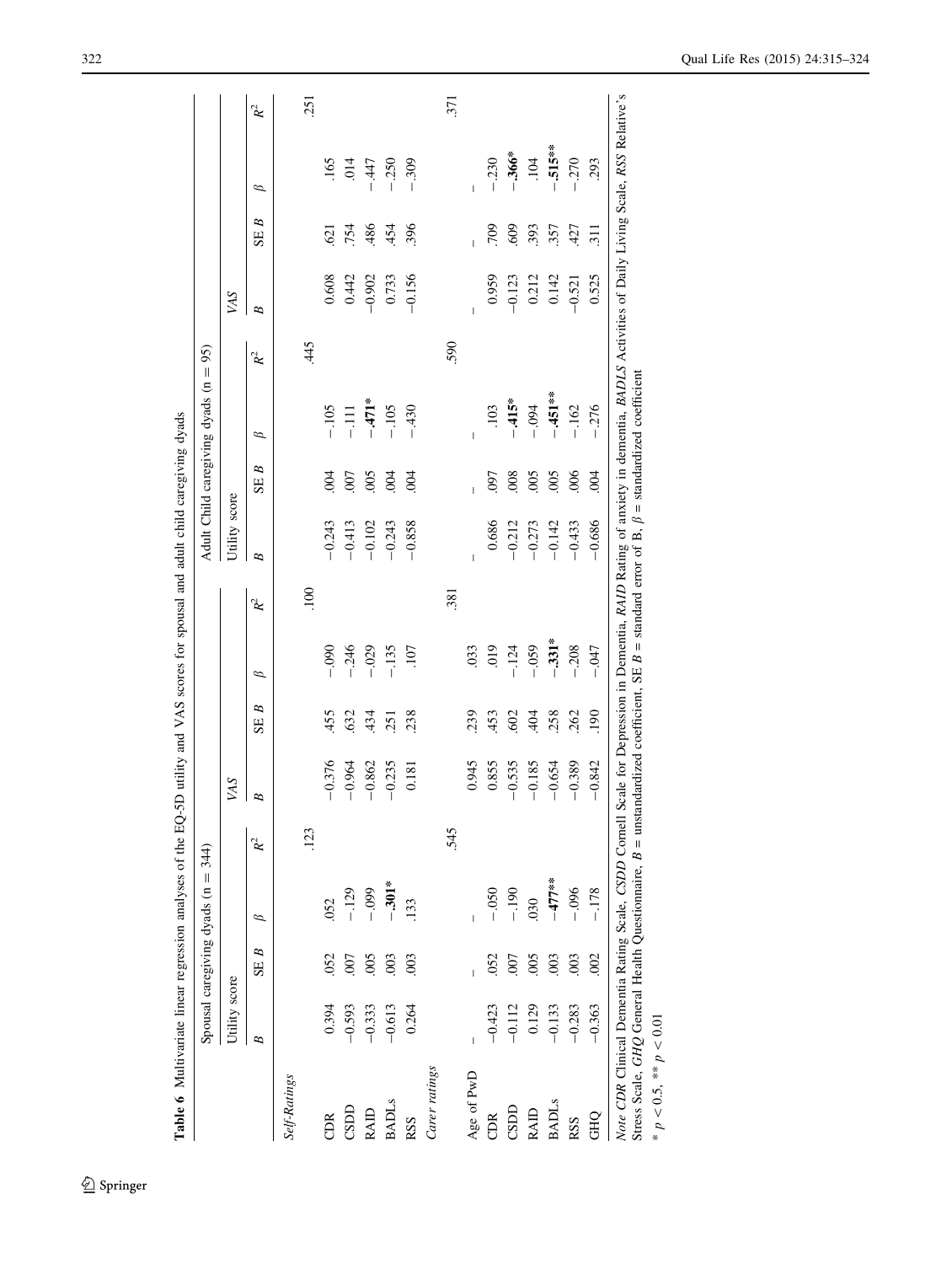**Table 6** Multivariate linear regression analyses of the EQ-5D utility and VAS scores for spousal and adult child caregiving dyads

| | Spousal caregiving dyads (n = 344) | | | | | | | | Adult Child caregiving dyads (n = 95) | | | | | | | |
|---|---|---|---|---|---|---|---|---|---|---|---|---|---|---|---|---|
| | Utility score | | | | *VAS* | | | | Utility score | | | | *VAS* | | | |
| | *B* | SE *B* | β | $R^2$ | *B* | SE *B* | β | $R^2$ | *B* | SE *B* | β | $R^2$ | *B* | SE *B* | β | $R^2$ |
| *Self-Ratings* | | | | .123 | | | | .100 | | | | .445 | | | | .251 |
| CDR | 0.394 | .052 | .052 | | −0.376 | .455 | −.090 | | −0.243 | .004 | −.105 | | 0.608 | .621 | .165 | |
| CSDD | −0.593 | .007 | −.129 | | −0.964 | .632 | −.246 | | −0.413 | .007 | −.111 | | 0.442 | .754 | .014 | |
| RAID | −0.333 | .005 | −.099 | | −0.862 | .434 | −.029 | | −0.102 | .005 | **−.471*** | | −0.902 | .486 | −.447 | |
| BADLs | −0.613 | .003 | **−.301*** | | −0.235 | .251 | −.135 | | −0.243 | .004 | −.105 | | 0.733 | .454 | −.250 | |
| RSS | 0.264 | .003 | .133 | | 0.181 | .238 | .107 | | −0.858 | .004 | −.430 | | −0.156 | .396 | −.309 | |
| *Carer ratings* | | | | .545 | | | | .381 | | | | .590 | | | | .371 |
| Age of PwD | – | – | – | | 0.945 | .239 | .033 | | – | – | – | | – | – | – | |
| CDR | −0.423 | .052 | −.050 | | 0.855 | .453 | .019 | | 0.686 | .097 | .103 | | 0.959 | .709 | −.230 | |
| CSDD | −0.112 | .007 | −.190 | | −0.535 | .602 | −.124 | | −0.212 | .008 | **−.415*** | | −0.123 | .609 | **−.366*** | |
| RAID | 0.129 | .005 | .030 | | −0.185 | .404 | −.059 | | −0.273 | .005 | −.094 | | 0.212 | .393 | .104 | |
| BADLs | −0.133 | .003 | **−.477**** | | −0.654 | .258 | **−.331*** | | −0.142 | .005 | **−.451**** | | 0.142 | .357 | **−.515**** | |
| RSS | −0.283 | .003 | −.096 | | −0.389 | .262 | −.208 | | −0.433 | .006 | −.162 | | −0.521 | .427 | −.270 | |
| GHQ | −0.363 | .002 | −.178 | | −0.842 | .190 | −.047 | | −0.686 | .004 | −.276 | | 0.525 | .311 | .293 | |

*Note CDR* Clinical Dementia Rating Scale, *CSDD* Cornell Scale for Depression in Dementia, *RAID* Rating of anxiety in dementia, *BADLS* Activities of Daily Living Scale, *RSS* Relative's Stress Scale, *GHQ* General Health Questionnaire, *B* = unstandardized coefficient, SE *B* = standard error of B, β = standardized coefficient

* $p < 0.5$, ** $p < 0.01$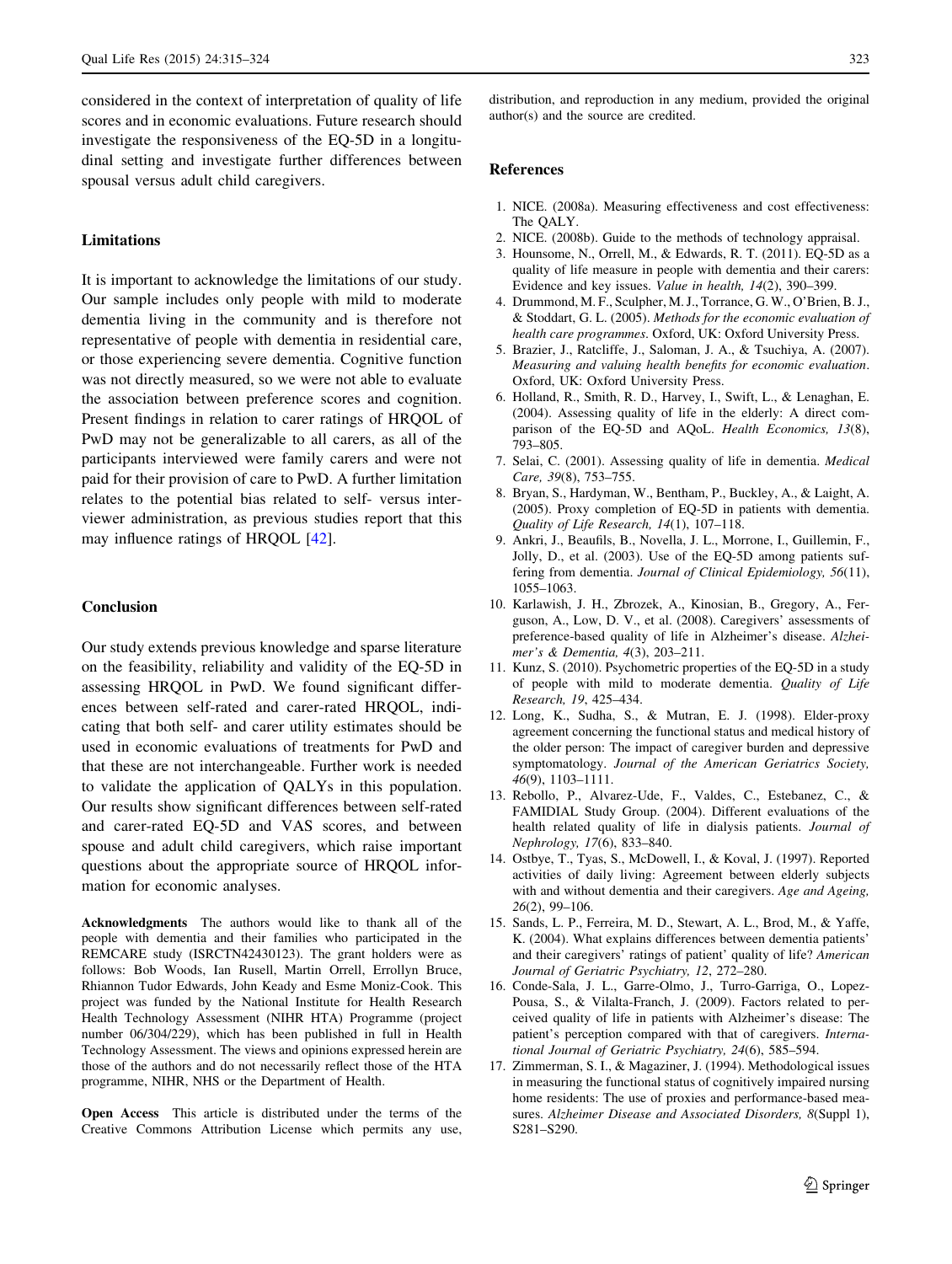considered in the context of interpretation of quality of life scores and in economic evaluations. Future research should investigate the responsiveness of the EQ-5D in a longitudinal setting and investigate further differences between spousal versus adult child caregivers.

## Limitations

It is important to acknowledge the limitations of our study. Our sample includes only people with mild to moderate dementia living in the community and is therefore not representative of people with dementia in residential care, or those experiencing severe dementia. Cognitive function was not directly measured, so we were not able to evaluate the association between preference scores and cognition. Present findings in relation to carer ratings of HRQOL of PwD may not be generalizable to all carers, as all of the participants interviewed were family carers and were not paid for their provision of care to PwD. A further limitation relates to the potential bias related to self- versus interviewer administration, as previous studies report that this may influence ratings of HRQOL [42].

## Conclusion

Our study extends previous knowledge and sparse literature on the feasibility, reliability and validity of the EQ-5D in assessing HRQOL in PwD. We found significant differences between self-rated and carer-rated HRQOL, indicating that both self- and carer utility estimates should be used in economic evaluations of treatments for PwD and that these are not interchangeable. Further work is needed to validate the application of QALYs in this population. Our results show significant differences between self-rated and carer-rated EQ-5D and VAS scores, and between spouse and adult child caregivers, which raise important questions about the appropriate source of HRQOL information for economic analyses.

**Acknowledgments** The authors would like to thank all of the people with dementia and their families who participated in the REMCARE study (ISRCTN42430123). The grant holders were as follows: Bob Woods, Ian Rusell, Martin Orrell, Errollyn Bruce, Rhiannon Tudor Edwards, John Keady and Esme Moniz-Cook. This project was funded by the National Institute for Health Research Health Technology Assessment (NIHR HTA) Programme (project number 06/304/229), which has been published in full in Health Technology Assessment. The views and opinions expressed herein are those of the authors and do not necessarily reflect those of the HTA programme, NIHR, NHS or the Department of Health.

**Open Access** This article is distributed under the terms of the Creative Commons Attribution License which permits any use, distribution, and reproduction in any medium, provided the original author(s) and the source are credited.

## References

1. NICE. (2008a). Measuring effectiveness and cost effectiveness: The QALY.
2. NICE. (2008b). Guide to the methods of technology appraisal.
3. Hounsome, N., Orrell, M., & Edwards, R. T. (2011). EQ-5D as a quality of life measure in people with dementia and their carers: Evidence and key issues. *Value in health, 14*(2), 390–399.
4. Drummond, M. F., Sculpher, M. J., Torrance, G. W., O'Brien, B. J., & Stoddart, G. L. (2005). *Methods for the economic evaluation of health care programmes*. Oxford, UK: Oxford University Press.
5. Brazier, J., Ratcliffe, J., Saloman, J. A., & Tsuchiya, A. (2007). *Measuring and valuing health benefits for economic evaluation*. Oxford, UK: Oxford University Press.
6. Holland, R., Smith, R. D., Harvey, I., Swift, L., & Lenaghan, E. (2004). Assessing quality of life in the elderly: A direct comparison of the EQ-5D and AQoL. *Health Economics, 13*(8), 793–805.
7. Selai, C. (2001). Assessing quality of life in dementia. *Medical Care, 39*(8), 753–755.
8. Bryan, S., Hardyman, W., Bentham, P., Buckley, A., & Laight, A. (2005). Proxy completion of EQ-5D in patients with dementia. *Quality of Life Research, 14*(1), 107–118.
9. Ankri, J., Beaufils, B., Novella, J. L., Morrone, I., Guillemin, F., Jolly, D., et al. (2003). Use of the EQ-5D among patients suffering from dementia. *Journal of Clinical Epidemiology, 56*(11), 1055–1063.
10. Karlawish, J. H., Zbrozek, A., Kinosian, B., Gregory, A., Ferguson, A., Low, D. V., et al. (2008). Caregivers' assessments of preference-based quality of life in Alzheimer's disease. *Alzheimer's & Dementia, 4*(3), 203–211.
11. Kunz, S. (2010). Psychometric properties of the EQ-5D in a study of people with mild to moderate dementia. *Quality of Life Research, 19*, 425–434.
12. Long, K., Sudha, S., & Mutran, E. J. (1998). Elder-proxy agreement concerning the functional status and medical history of the older person: The impact of caregiver burden and depressive symptomatology. *Journal of the American Geriatrics Society, 46*(9), 1103–1111.
13. Rebollo, P., Alvarez-Ude, F., Valdes, C., Estebanez, C., & FAMIDIAL Study Group. (2004). Different evaluations of the health related quality of life in dialysis patients. *Journal of Nephrology, 17*(6), 833–840.
14. Ostbye, T., Tyas, S., McDowell, I., & Koval, J. (1997). Reported activities of daily living: Agreement between elderly subjects with and without dementia and their caregivers. *Age and Ageing, 26*(2), 99–106.
15. Sands, L. P., Ferreira, M. D., Stewart, A. L., Brod, M., & Yaffe, K. (2004). What explains differences between dementia patients' and their caregivers' ratings of patient' quality of life? *American Journal of Geriatric Psychiatry, 12*, 272–280.
16. Conde-Sala, J. L., Garre-Olmo, J., Turro-Garriga, O., Lopez-Pousa, S., & Vilalta-Franch, J. (2009). Factors related to perceived quality of life in patients with Alzheimer's disease: The patient's perception compared with that of caregivers. *International Journal of Geriatric Psychiatry, 24*(6), 585–594.
17. Zimmerman, S. I., & Magaziner, J. (1994). Methodological issues in measuring the functional status of cognitively impaired nursing home residents: The use of proxies and performance-based measures. *Alzheimer Disease and Associated Disorders, 8*(Suppl 1), S281–S290.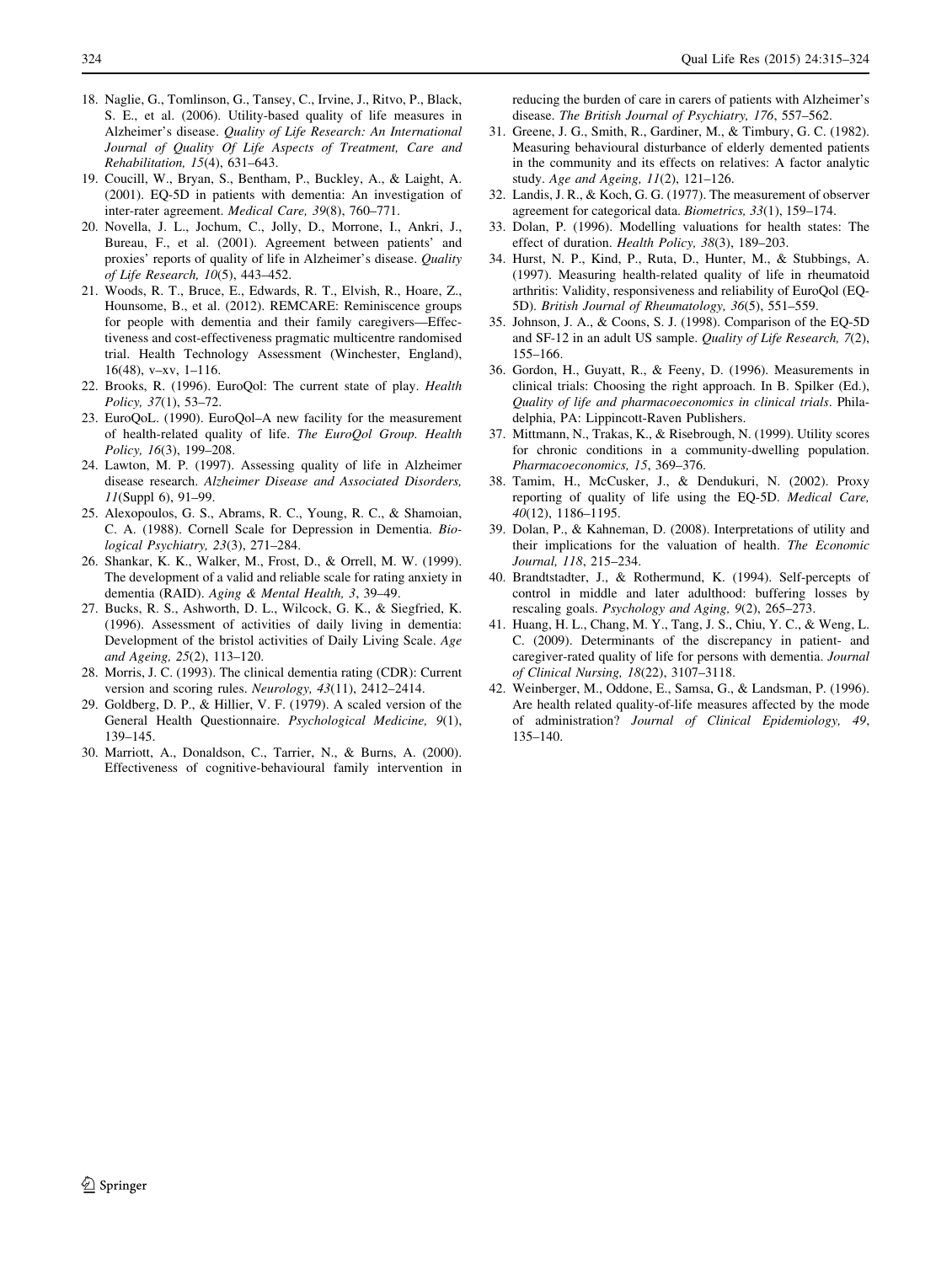18. Naglie, G., Tomlinson, G., Tansey, C., Irvine, J., Ritvo, P., Black, S. E., et al. (2006). Utility-based quality of life measures in Alzheimer's disease. *Quality of Life Research: An International Journal of Quality Of Life Aspects of Treatment, Care and Rehabilitation, 15*(4), 631–643.
19. Coucill, W., Bryan, S., Bentham, P., Buckley, A., & Laight, A. (2001). EQ-5D in patients with dementia: An investigation of inter-rater agreement. *Medical Care, 39*(8), 760–771.
20. Novella, J. L., Jochum, C., Jolly, D., Morrone, I., Ankri, J., Bureau, F., et al. (2001). Agreement between patients' and proxies' reports of quality of life in Alzheimer's disease. *Quality of Life Research, 10*(5), 443–452.
21. Woods, R. T., Bruce, E., Edwards, R. T., Elvish, R., Hoare, Z., Hounsome, B., et al. (2012). REMCARE: Reminiscence groups for people with dementia and their family caregivers—Effectiveness and cost-effectiveness pragmatic multicentre randomised trial. Health Technology Assessment (Winchester, England), 16(48), v–xv, 1–116.
22. Brooks, R. (1996). EuroQol: The current state of play. *Health Policy, 37*(1), 53–72.
23. EuroQoL. (1990). EuroQol–A new facility for the measurement of health-related quality of life. *The EuroQol Group. Health Policy, 16*(3), 199–208.
24. Lawton, M. P. (1997). Assessing quality of life in Alzheimer disease research. *Alzheimer Disease and Associated Disorders, 11*(Suppl 6), 91–99.
25. Alexopoulos, G. S., Abrams, R. C., Young, R. C., & Shamoian, C. A. (1988). Cornell Scale for Depression in Dementia. *Biological Psychiatry, 23*(3), 271–284.
26. Shankar, K. K., Walker, M., Frost, D., & Orrell, M. W. (1999). The development of a valid and reliable scale for rating anxiety in dementia (RAID). *Aging & Mental Health, 3*, 39–49.
27. Bucks, R. S., Ashworth, D. L., Wilcock, G. K., & Siegfried, K. (1996). Assessment of activities of daily living in dementia: Development of the bristol activities of Daily Living Scale. *Age and Ageing, 25*(2), 113–120.
28. Morris, J. C. (1993). The clinical dementia rating (CDR): Current version and scoring rules. *Neurology, 43*(11), 2412–2414.
29. Goldberg, D. P., & Hillier, V. F. (1979). A scaled version of the General Health Questionnaire. *Psychological Medicine, 9*(1), 139–145.
30. Marriott, A., Donaldson, C., Tarrier, N., & Burns, A. (2000). Effectiveness of cognitive-behavioural family intervention in reducing the burden of care in carers of patients with Alzheimer's disease. *The British Journal of Psychiatry, 176*, 557–562.
31. Greene, J. G., Smith, R., Gardiner, M., & Timbury, G. C. (1982). Measuring behavioural disturbance of elderly demented patients in the community and its effects on relatives: A factor analytic study. *Age and Ageing, 11*(2), 121–126.
32. Landis, J. R., & Koch, G. G. (1977). The measurement of observer agreement for categorical data. *Biometrics, 33*(1), 159–174.
33. Dolan, P. (1996). Modelling valuations for health states: The effect of duration. *Health Policy, 38*(3), 189–203.
34. Hurst, N. P., Kind, P., Ruta, D., Hunter, M., & Stubbings, A. (1997). Measuring health-related quality of life in rheumatoid arthritis: Validity, responsiveness and reliability of EuroQol (EQ-5D). *British Journal of Rheumatology, 36*(5), 551–559.
35. Johnson, J. A., & Coons, S. J. (1998). Comparison of the EQ-5D and SF-12 in an adult US sample. *Quality of Life Research, 7*(2), 155–166.
36. Gordon, H., Guyatt, R., & Feeny, D. (1996). Measurements in clinical trials: Choosing the right approach. In B. Spilker (Ed.), *Quality of life and pharmacoeconomics in clinical trials*. Philadelphia, PA: Lippincott-Raven Publishers.
37. Mittmann, N., Trakas, K., & Risebrough, N. (1999). Utility scores for chronic conditions in a community-dwelling population. *Pharmacoeconomics, 15*, 369–376.
38. Tamim, H., McCusker, J., & Dendukuri, N. (2002). Proxy reporting of quality of life using the EQ-5D. *Medical Care, 40*(12), 1186–1195.
39. Dolan, P., & Kahneman, D. (2008). Interpretations of utility and their implications for the valuation of health. *The Economic Journal, 118*, 215–234.
40. Brandtstadter, J., & Rothermund, K. (1994). Self-percepts of control in middle and later adulthood: buffering losses by rescaling goals. *Psychology and Aging, 9*(2), 265–273.
41. Huang, H. L., Chang, M. Y., Tang, J. S., Chiu, Y. C., & Weng, L. C. (2009). Determinants of the discrepancy in patient- and caregiver-rated quality of life for persons with dementia. *Journal of Clinical Nursing, 18*(22), 3107–3118.
42. Weinberger, M., Oddone, E., Samsa, G., & Landsman, P. (1996). Are health related quality-of-life measures affected by the mode of administration? *Journal of Clinical Epidemiology, 49*, 135–140.